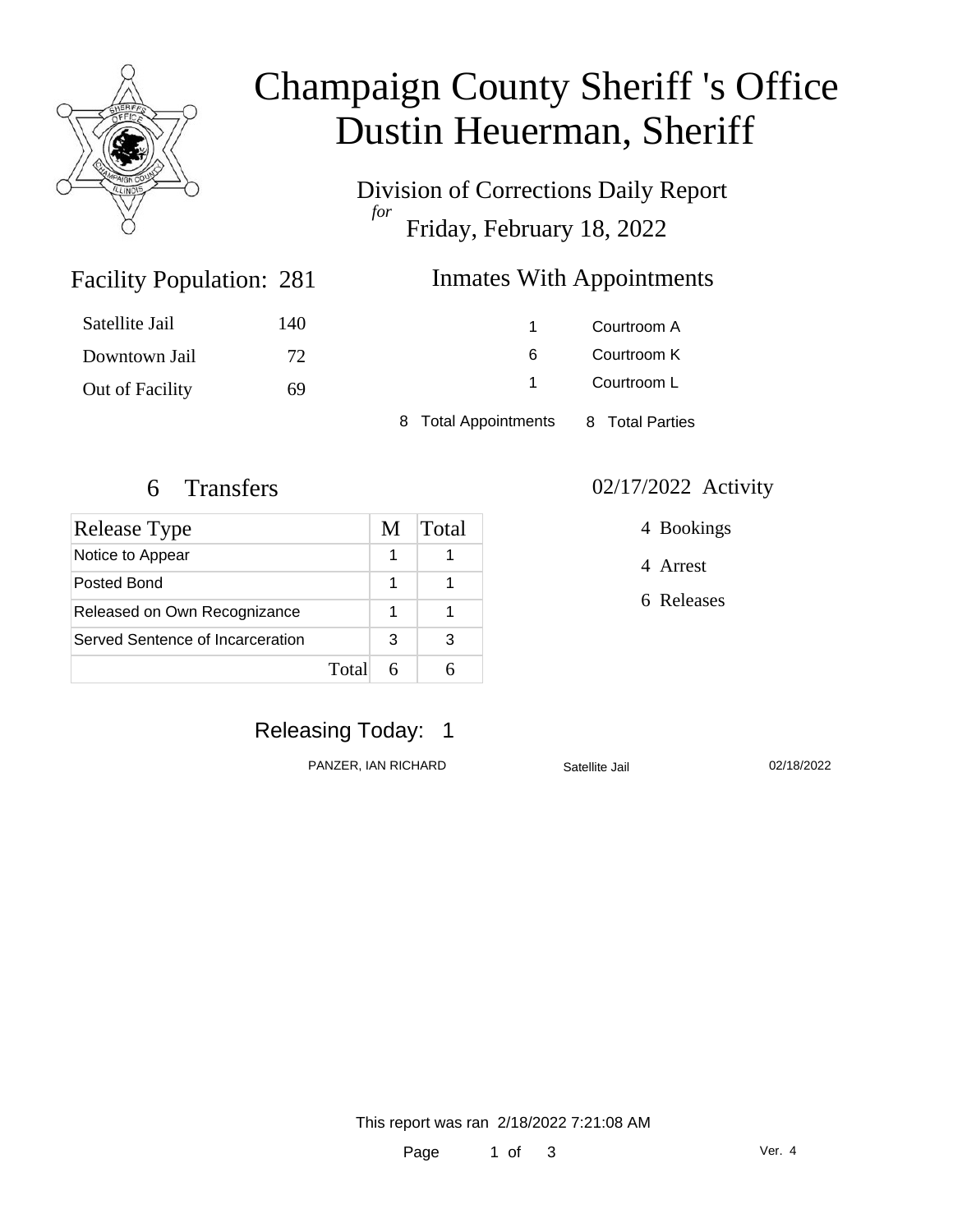# Champaign County Sheriff 's Office
# Dustin Heuerman, Sheriff

## Division of Corrections Daily Report
*for* Friday, February 18, 2022

### Facility Population: 281

| | |
|---|---|
| Satellite Jail | 140 |
| Downtown Jail | 72 |
| Out of Facility | 69 |

### Inmates With Appointments

| | |
|---|---|
| 1 | Courtroom A |
| 6 | Courtroom K |
| 1 | Courtroom L |

8 Total Appointments    8 Total Parties

### 6 Transfers

| Release Type | M | Total |
|---|---|---|
| Notice to Appear | 1 | 1 |
| Posted Bond | 1 | 1 |
| Released on Own Recognizance | 1 | 1 |
| Served Sentence of Incarceration | 3 | 3 |
| Total | 6 | 6 |

### 02/17/2022 Activity

4 Bookings

4 Arrest

6 Releases

### Releasing Today: 1

| | | |
|---|---|---|
| PANZER, IAN RICHARD | Satellite Jail | 02/18/2022 |

This report was ran 2/18/2022 7:21:08 AM

Ver. 4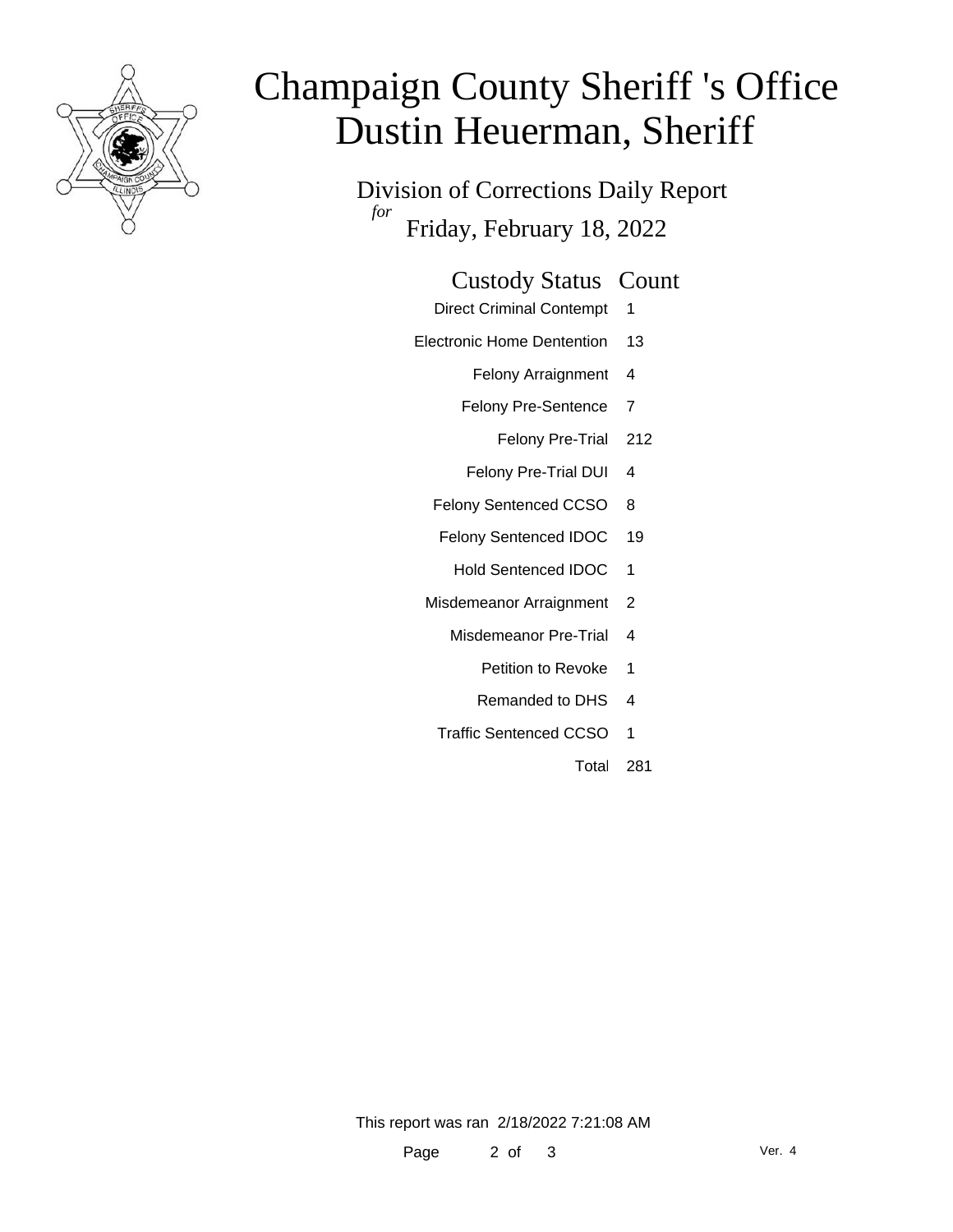# Champaign County Sheriff 's Office
# Dustin Heuerman, Sheriff

## Division of Corrections Daily Report

*for* Friday, February 18, 2022

| Custody Status | Count |
|---|---|
| Direct Criminal Contempt | 1 |
| Electronic Home Dentention | 13 |
| Felony Arraignment | 4 |
| Felony Pre-Sentence | 7 |
| Felony Pre-Trial | 212 |
| Felony Pre-Trial DUI | 4 |
| Felony Sentenced CCSO | 8 |
| Felony Sentenced IDOC | 19 |
| Hold Sentenced IDOC | 1 |
| Misdemeanor Arraignment | 2 |
| Misdemeanor Pre-Trial | 4 |
| Petition to Revoke | 1 |
| Remanded to DHS | 4 |
| Traffic Sentenced CCSO | 1 |
| Total | 281 |

This report was ran 2/18/2022 7:21:08 AM

Ver. 4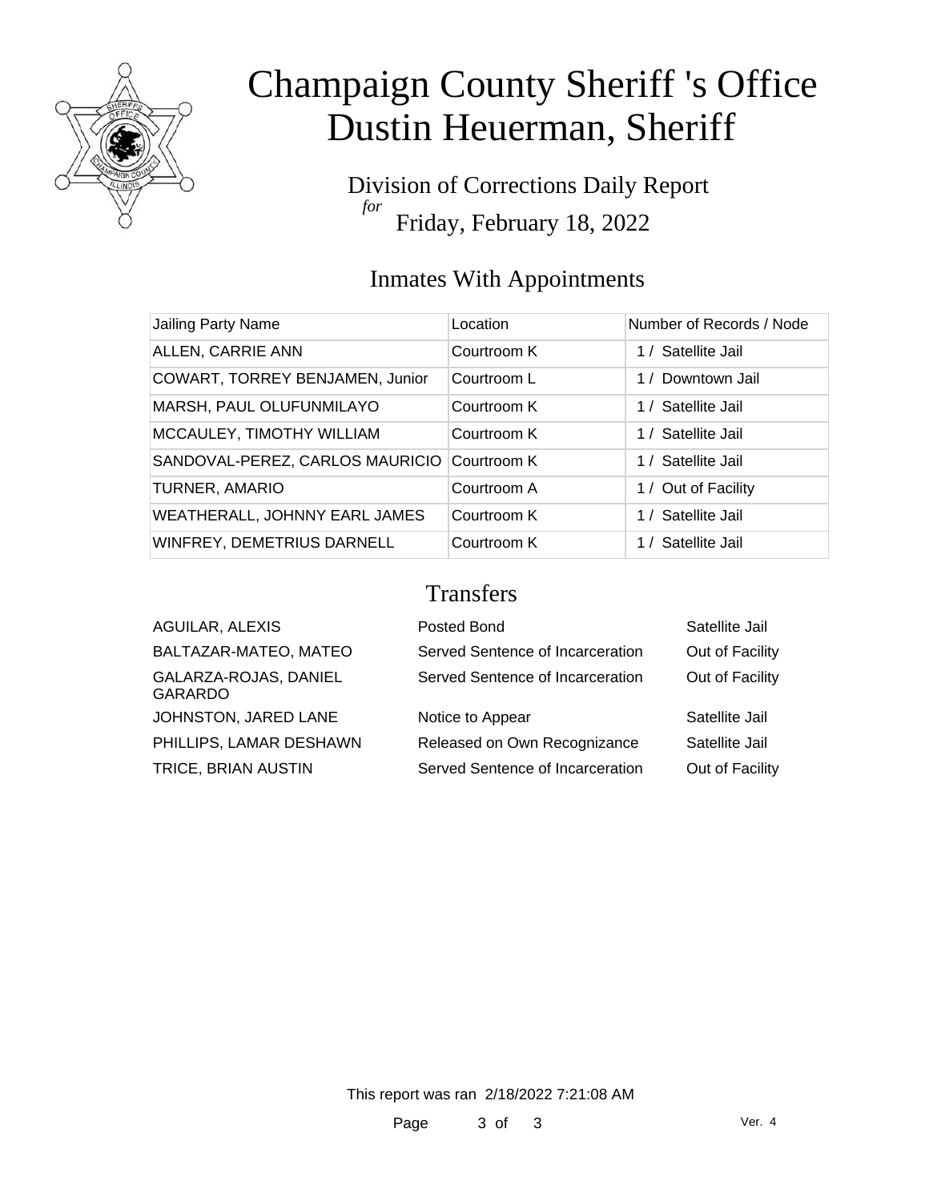# Champaign County Sheriff 's Office
# Dustin Heuerman, Sheriff

Division of Corrections Daily Report
*for*
Friday, February 18, 2022

## Inmates With Appointments

| Jailing Party Name | Location | Number of Records / Node |
|---|---|---|
| ALLEN, CARRIE ANN | Courtroom K | 1 / Satellite Jail |
| COWART, TORREY BENJAMEN, Junior | Courtroom L | 1 / Downtown Jail |
| MARSH, PAUL OLUFUNMILAYO | Courtroom K | 1 / Satellite Jail |
| MCCAULEY, TIMOTHY WILLIAM | Courtroom K | 1 / Satellite Jail |
| SANDOVAL-PEREZ, CARLOS MAURICIO | Courtroom K | 1 / Satellite Jail |
| TURNER, AMARIO | Courtroom A | 1 / Out of Facility |
| WEATHERALL, JOHNNY EARL JAMES | Courtroom K | 1 / Satellite Jail |
| WINFREY, DEMETRIUS DARNELL | Courtroom K | 1 / Satellite Jail |

## Transfers

| | | |
|---|---|---|
| AGUILAR, ALEXIS | Posted Bond | Satellite Jail |
| BALTAZAR-MATEO, MATEO | Served Sentence of Incarceration | Out of Facility |
| GALARZA-ROJAS, DANIEL GARARDO | Served Sentence of Incarceration | Out of Facility |
| JOHNSTON, JARED LANE | Notice to Appear | Satellite Jail |
| PHILLIPS, LAMAR DESHAWN | Released on Own Recognizance | Satellite Jail |
| TRICE, BRIAN AUSTIN | Served Sentence of Incarceration | Out of Facility |

This report was ran 2/18/2022 7:21:08 AM

Ver. 4